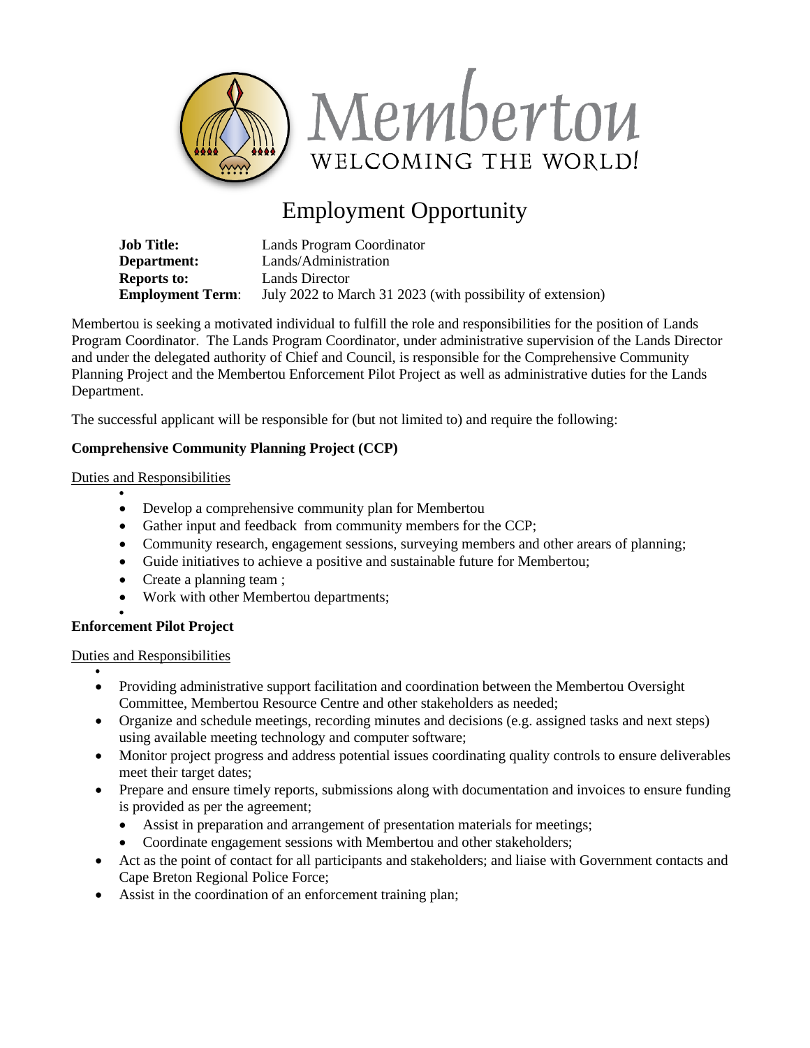Membertou
WELCOMING THE WORLD!

# Employment Opportunity

**Job Title:** Lands Program Coordinator
**Department:** Lands/Administration
**Reports to:** Lands Director
**Employment Term**: July 2022 to March 31 2023 (with possibility of extension)

Membertou is seeking a motivated individual to fulfill the role and responsibilities for the position of Lands Program Coordinator. The Lands Program Coordinator, under administrative supervision of the Lands Director and under the delegated authority of Chief and Council, is responsible for the Comprehensive Community Planning Project and the Membertou Enforcement Pilot Project as well as administrative duties for the Lands Department.

The successful applicant will be responsible for (but not limited to) and require the following:

**Comprehensive Community Planning Project (CCP)**

Duties and Responsibilities

- Develop a comprehensive community plan for Membertou
- Gather input and feedback from community members for the CCP;
- Community research, engagement sessions, surveying members and other arears of planning;
- Guide initiatives to achieve a positive and sustainable future for Membertou;
- Create a planning team ;
- Work with other Membertou departments;

**Enforcement Pilot Project**

Duties and Responsibilities

- Providing administrative support facilitation and coordination between the Membertou Oversight Committee, Membertou Resource Centre and other stakeholders as needed;
- Organize and schedule meetings, recording minutes and decisions (e.g. assigned tasks and next steps) using available meeting technology and computer software;
- Monitor project progress and address potential issues coordinating quality controls to ensure deliverables meet their target dates;
- Prepare and ensure timely reports, submissions along with documentation and invoices to ensure funding is provided as per the agreement;
  - Assist in preparation and arrangement of presentation materials for meetings;
  - Coordinate engagement sessions with Membertou and other stakeholders;
- Act as the point of contact for all participants and stakeholders; and liaise with Government contacts and Cape Breton Regional Police Force;
- Assist in the coordination of an enforcement training plan;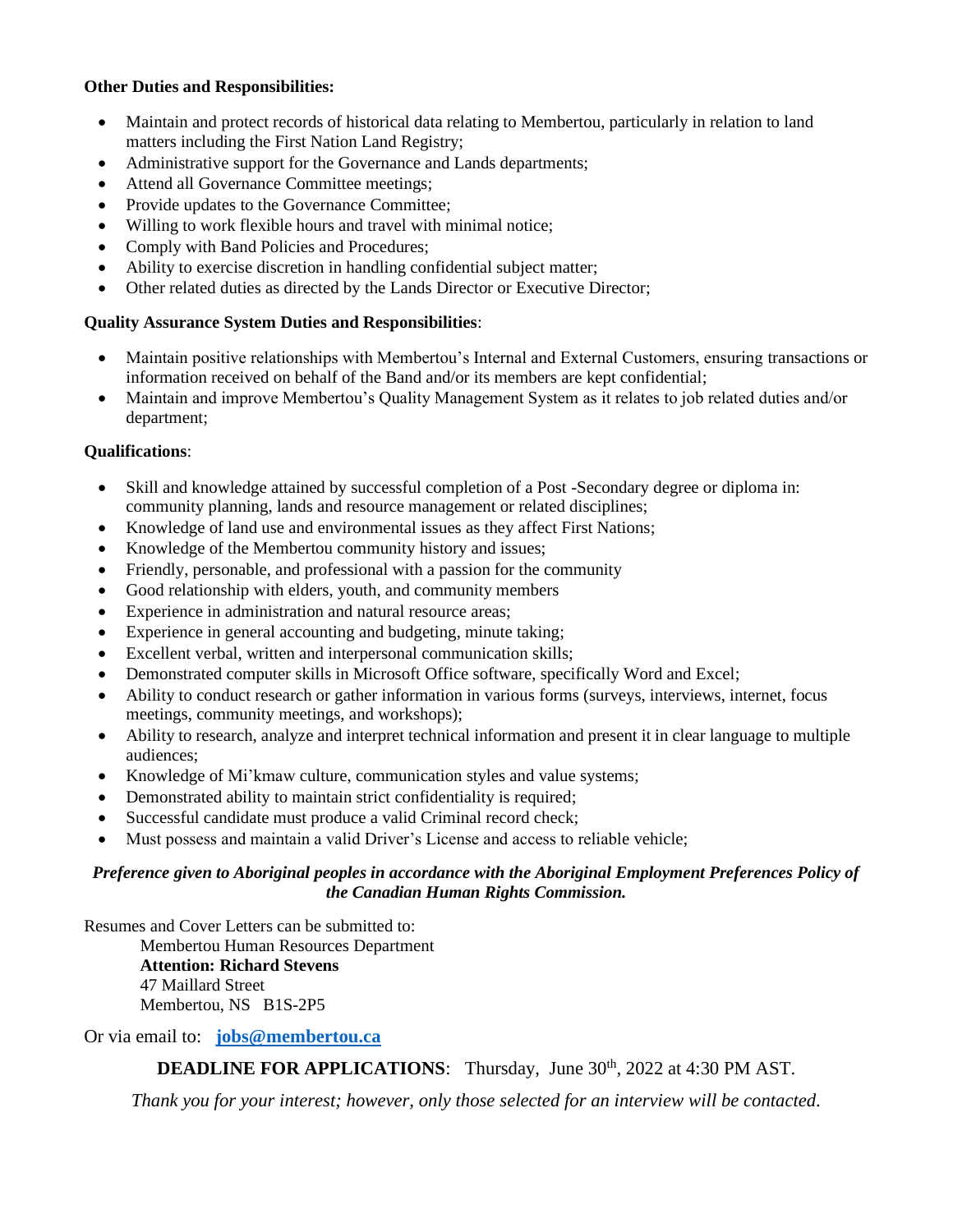**Other Duties and Responsibilities:**

- Maintain and protect records of historical data relating to Membertou, particularly in relation to land matters including the First Nation Land Registry;
- Administrative support for the Governance and Lands departments;
- Attend all Governance Committee meetings;
- Provide updates to the Governance Committee;
- Willing to work flexible hours and travel with minimal notice;
- Comply with Band Policies and Procedures;
- Ability to exercise discretion in handling confidential subject matter;
- Other related duties as directed by the Lands Director or Executive Director;

**Quality Assurance System Duties and Responsibilities**:

- Maintain positive relationships with Membertou's Internal and External Customers, ensuring transactions or information received on behalf of the Band and/or its members are kept confidential;
- Maintain and improve Membertou's Quality Management System as it relates to job related duties and/or department;

**Qualifications**:

- Skill and knowledge attained by successful completion of a Post -Secondary degree or diploma in: community planning, lands and resource management or related disciplines;
- Knowledge of land use and environmental issues as they affect First Nations;
- Knowledge of the Membertou community history and issues;
- Friendly, personable, and professional with a passion for the community
- Good relationship with elders, youth, and community members
- Experience in administration and natural resource areas;
- Experience in general accounting and budgeting, minute taking;
- Excellent verbal, written and interpersonal communication skills;
- Demonstrated computer skills in Microsoft Office software, specifically Word and Excel;
- Ability to conduct research or gather information in various forms (surveys, interviews, internet, focus meetings, community meetings, and workshops);
- Ability to research, analyze and interpret technical information and present it in clear language to multiple audiences;
- Knowledge of Mi'kmaw culture, communication styles and value systems;
- Demonstrated ability to maintain strict confidentiality is required;
- Successful candidate must produce a valid Criminal record check;
- Must possess and maintain a valid Driver's License and access to reliable vehicle;

***Preference given to Aboriginal peoples in accordance with the Aboriginal Employment Preferences Policy of the Canadian Human Rights Commission.***

Resumes and Cover Letters can be submitted to:

Membertou Human Resources Department
**Attention: Richard Stevens**
47 Maillard Street
Membertou, NS B1S-2P5

Or via email to: **jobs@membertou.ca**

**DEADLINE FOR APPLICATIONS**: Thursday, June 30th, 2022 at 4:30 PM AST.

*Thank you for your interest; however, only those selected for an interview will be contacted.*